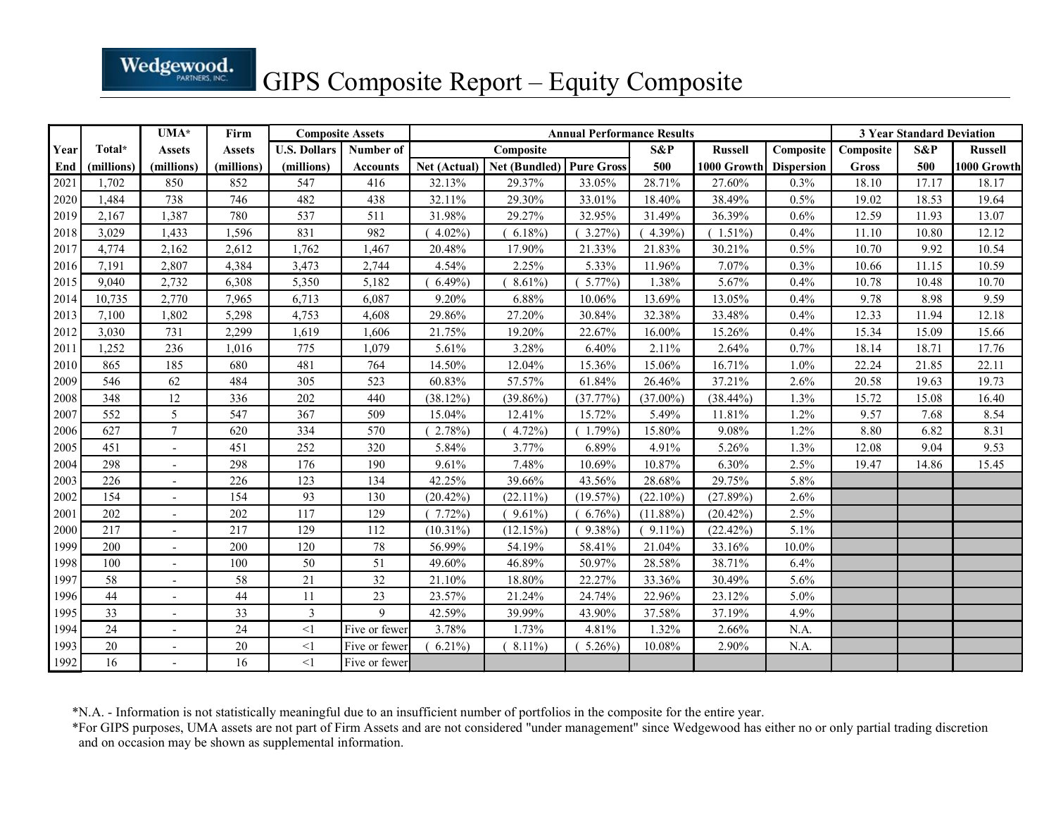# GIPS Composite Report – Equity Composite

| Year End | Total* (millions) | UMA* Assets (millions) | Firm Assets (millions) | Composite Assets U.S. Dollars (millions) | Composite Assets Number of Accounts | Composite Net (Actual) | Composite Net (Bundled) | Composite Pure Gross | S&P 500 | Russell 1000 Growth | Composite Dispersion | 3 Year Std Dev Composite Gross | 3 Year Std Dev S&P 500 | 3 Year Std Dev Russell 1000 Growth |
|---|---|---|---|---|---|---|---|---|---|---|---|---|---|---|
| 2021 | 1,702 | 850 | 852 | 547 | 416 | 32.13% | 29.37% | 33.05% | 28.71% | 27.60% | 0.3% | 18.10 | 17.17 | 18.17 |
| 2020 | 1,484 | 738 | 746 | 482 | 438 | 32.11% | 29.30% | 33.01% | 18.40% | 38.49% | 0.5% | 19.02 | 18.53 | 19.64 |
| 2019 | 2,167 | 1,387 | 780 | 537 | 511 | 31.98% | 29.27% | 32.95% | 31.49% | 36.39% | 0.6% | 12.59 | 11.93 | 13.07 |
| 2018 | 3,029 | 1,433 | 1,596 | 831 | 982 | ( 4.02%) | ( 6.18%) | ( 3.27%) | ( 4.39%) | ( 1.51%) | 0.4% | 11.10 | 10.80 | 12.12 |
| 2017 | 4,774 | 2,162 | 2,612 | 1,762 | 1,467 | 20.48% | 17.90% | 21.33% | 21.83% | 30.21% | 0.5% | 10.70 | 9.92 | 10.54 |
| 2016 | 7,191 | 2,807 | 4,384 | 3,473 | 2,744 | 4.54% | 2.25% | 5.33% | 11.96% | 7.07% | 0.3% | 10.66 | 11.15 | 10.59 |
| 2015 | 9,040 | 2,732 | 6,308 | 5,350 | 5,182 | ( 6.49%) | ( 8.61%) | ( 5.77%) | 1.38% | 5.67% | 0.4% | 10.78 | 10.48 | 10.70 |
| 2014 | 10,735 | 2,770 | 7,965 | 6,713 | 6,087 | 9.20% | 6.88% | 10.06% | 13.69% | 13.05% | 0.4% | 9.78 | 8.98 | 9.59 |
| 2013 | 7,100 | 1,802 | 5,298 | 4,753 | 4,608 | 29.86% | 27.20% | 30.84% | 32.38% | 33.48% | 0.4% | 12.33 | 11.94 | 12.18 |
| 2012 | 3,030 | 731 | 2,299 | 1,619 | 1,606 | 21.75% | 19.20% | 22.67% | 16.00% | 15.26% | 0.4% | 15.34 | 15.09 | 15.66 |
| 2011 | 1,252 | 236 | 1,016 | 775 | 1,079 | 5.61% | 3.28% | 6.40% | 2.11% | 2.64% | 0.7% | 18.14 | 18.71 | 17.76 |
| 2010 | 865 | 185 | 680 | 481 | 764 | 14.50% | 12.04% | 15.36% | 15.06% | 16.71% | 1.0% | 22.24 | 21.85 | 22.11 |
| 2009 | 546 | 62 | 484 | 305 | 523 | 60.83% | 57.57% | 61.84% | 26.46% | 37.21% | 2.6% | 20.58 | 19.63 | 19.73 |
| 2008 | 348 | 12 | 336 | 202 | 440 | (38.12%) | (39.86%) | (37.77%) | (37.00%) | (38.44%) | 1.3% | 15.72 | 15.08 | 16.40 |
| 2007 | 552 | 5 | 547 | 367 | 509 | 15.04% | 12.41% | 15.72% | 5.49% | 11.81% | 1.2% | 9.57 | 7.68 | 8.54 |
| 2006 | 627 | 7 | 620 | 334 | 570 | ( 2.78%) | ( 4.72%) | ( 1.79%) | 15.80% | 9.08% | 1.2% | 8.80 | 6.82 | 8.31 |
| 2005 | 451 | - | 451 | 252 | 320 | 5.84% | 3.77% | 6.89% | 4.91% | 5.26% | 1.3% | 12.08 | 9.04 | 9.53 |
| 2004 | 298 | - | 298 | 176 | 190 | 9.61% | 7.48% | 10.69% | 10.87% | 6.30% | 2.5% | 19.47 | 14.86 | 15.45 |
| 2003 | 226 | - | 226 | 123 | 134 | 42.25% | 39.66% | 43.56% | 28.68% | 29.75% | 5.8% | | | |
| 2002 | 154 | - | 154 | 93 | 130 | (20.42%) | (22.11%) | (19.57%) | (22.10%) | (27.89%) | 2.6% | | | |
| 2001 | 202 | - | 202 | 117 | 129 | ( 7.72%) | ( 9.61%) | ( 6.76%) | (11.88%) | (20.42%) | 2.5% | | | |
| 2000 | 217 | - | 217 | 129 | 112 | (10.31%) | (12.15%) | ( 9.38%) | ( 9.11%) | (22.42%) | 5.1% | | | |
| 1999 | 200 | - | 200 | 120 | 78 | 56.99% | 54.19% | 58.41% | 21.04% | 33.16% | 10.0% | | | |
| 1998 | 100 | - | 100 | 50 | 51 | 49.60% | 46.89% | 50.97% | 28.58% | 38.71% | 6.4% | | | |
| 1997 | 58 | - | 58 | 21 | 32 | 21.10% | 18.80% | 22.27% | 33.36% | 30.49% | 5.6% | | | |
| 1996 | 44 | - | 44 | 11 | 23 | 23.57% | 21.24% | 24.74% | 22.96% | 23.12% | 5.0% | | | |
| 1995 | 33 | - | 33 | 3 | 9 | 42.59% | 39.99% | 43.90% | 37.58% | 37.19% | 4.9% | | | |
| 1994 | 24 | - | 24 | <1 | Five or fewer | 3.78% | 1.73% | 4.81% | 1.32% | 2.66% | N.A. | | | |
| 1993 | 20 | - | 20 | <1 | Five or fewer | ( 6.21%) | ( 8.11%) | ( 5.26%) | 10.08% | 2.90% | N.A. | | | |
| 1992 | 16 | - | 16 | <1 | Five or fewer | | | | | | | | | |

*N.A. - Information is not statistically meaningful due to an insufficient number of portfolios in the composite for the entire year.

*For GIPS purposes, UMA assets are not part of Firm Assets and are not considered "under management" since Wedgewood has either no or only partial trading discretion and on occasion may be shown as supplemental information.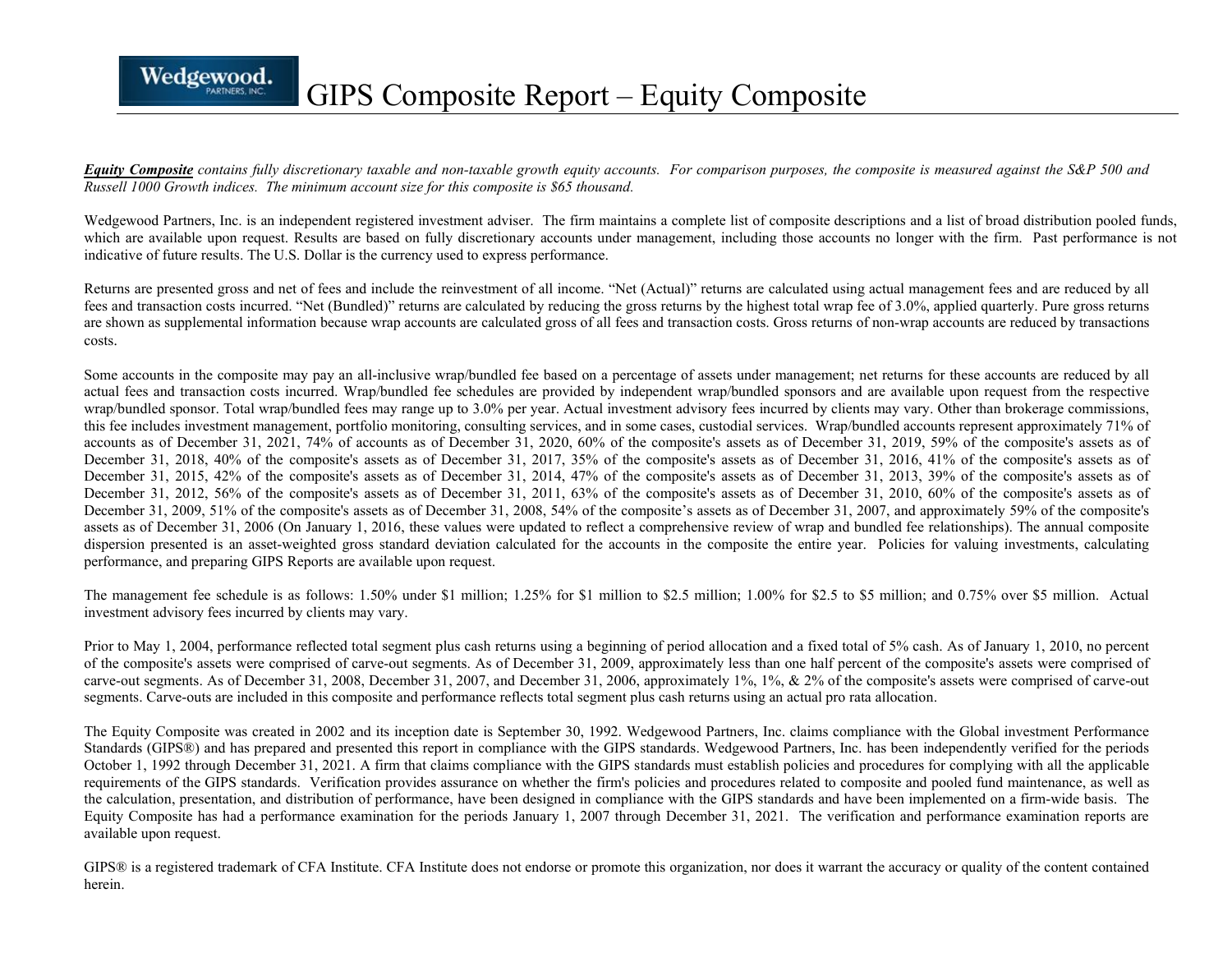# GIPS Composite Report – Equity Composite

***Equity Composite*** *contains fully discretionary taxable and non-taxable growth equity accounts. For comparison purposes, the composite is measured against the S&P 500 and Russell 1000 Growth indices. The minimum account size for this composite is $65 thousand.*

Wedgewood Partners, Inc. is an independent registered investment adviser. The firm maintains a complete list of composite descriptions and a list of broad distribution pooled funds, which are available upon request. Results are based on fully discretionary accounts under management, including those accounts no longer with the firm. Past performance is not indicative of future results. The U.S. Dollar is the currency used to express performance.

Returns are presented gross and net of fees and include the reinvestment of all income. "Net (Actual)" returns are calculated using actual management fees and are reduced by all fees and transaction costs incurred. "Net (Bundled)" returns are calculated by reducing the gross returns by the highest total wrap fee of 3.0%, applied quarterly. Pure gross returns are shown as supplemental information because wrap accounts are calculated gross of all fees and transaction costs. Gross returns of non-wrap accounts are reduced by transactions costs.

Some accounts in the composite may pay an all-inclusive wrap/bundled fee based on a percentage of assets under management; net returns for these accounts are reduced by all actual fees and transaction costs incurred. Wrap/bundled fee schedules are provided by independent wrap/bundled sponsors and are available upon request from the respective wrap/bundled sponsor. Total wrap/bundled fees may range up to 3.0% per year. Actual investment advisory fees incurred by clients may vary. Other than brokerage commissions, this fee includes investment management, portfolio monitoring, consulting services, and in some cases, custodial services. Wrap/bundled accounts represent approximately 71% of accounts as of December 31, 2021, 74% of accounts as of December 31, 2020, 60% of the composite's assets as of December 31, 2019, 59% of the composite's assets as of December 31, 2018, 40% of the composite's assets as of December 31, 2017, 35% of the composite's assets as of December 31, 2016, 41% of the composite's assets as of December 31, 2015, 42% of the composite's assets as of December 31, 2014, 47% of the composite's assets as of December 31, 2013, 39% of the composite's assets as of December 31, 2012, 56% of the composite's assets as of December 31, 2011, 63% of the composite's assets as of December 31, 2010, 60% of the composite's assets as of December 31, 2009, 51% of the composite's assets as of December 31, 2008, 54% of the composite's assets as of December 31, 2007, and approximately 59% of the composite's assets as of December 31, 2006 (On January 1, 2016, these values were updated to reflect a comprehensive review of wrap and bundled fee relationships). The annual composite dispersion presented is an asset-weighted gross standard deviation calculated for the accounts in the composite the entire year. Policies for valuing investments, calculating performance, and preparing GIPS Reports are available upon request.

The management fee schedule is as follows: 1.50% under $1 million; 1.25% for $1 million to $2.5 million; 1.00% for $2.5 to $5 million; and 0.75% over $5 million. Actual investment advisory fees incurred by clients may vary.

Prior to May 1, 2004, performance reflected total segment plus cash returns using a beginning of period allocation and a fixed total of 5% cash. As of January 1, 2010, no percent of the composite's assets were comprised of carve-out segments. As of December 31, 2009, approximately less than one half percent of the composite's assets were comprised of carve-out segments. As of December 31, 2008, December 31, 2007, and December 31, 2006, approximately 1%, 1%, & 2% of the composite's assets were comprised of carve-out segments. Carve-outs are included in this composite and performance reflects total segment plus cash returns using an actual pro rata allocation.

The Equity Composite was created in 2002 and its inception date is September 30, 1992. Wedgewood Partners, Inc. claims compliance with the Global investment Performance Standards (GIPS®) and has prepared and presented this report in compliance with the GIPS standards. Wedgewood Partners, Inc. has been independently verified for the periods October 1, 1992 through December 31, 2021. A firm that claims compliance with the GIPS standards must establish policies and procedures for complying with all the applicable requirements of the GIPS standards. Verification provides assurance on whether the firm's policies and procedures related to composite and pooled fund maintenance, as well as the calculation, presentation, and distribution of performance, have been designed in compliance with the GIPS standards and have been implemented on a firm-wide basis. The Equity Composite has had a performance examination for the periods January 1, 2007 through December 31, 2021. The verification and performance examination reports are available upon request.

GIPS® is a registered trademark of CFA Institute. CFA Institute does not endorse or promote this organization, nor does it warrant the accuracy or quality of the content contained herein.